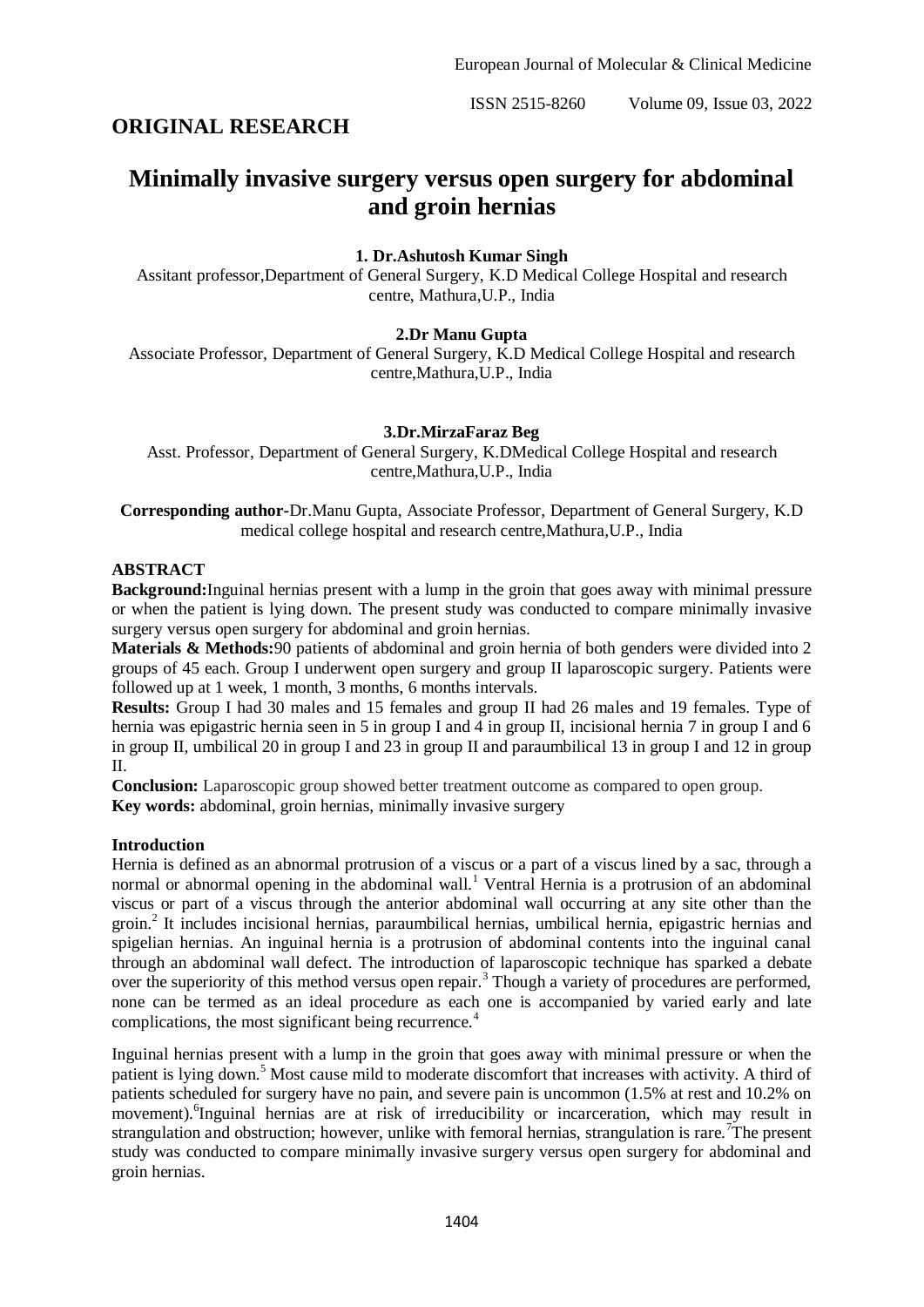## ORIGINAL RESEARCH

# Minimally invasive surgery versus open surgery for abdominal and groin hernias

**1. Dr.Ashutosh Kumar Singh**

Assitant professor,Department of General Surgery, K.D Medical College Hospital and research centre, Mathura,U.P., India

**2.Dr Manu Gupta**

Associate Professor, Department of General Surgery, K.D Medical College Hospital and research centre,Mathura,U.P., India

**3.Dr.MirzaFaraz Beg**

Asst. Professor, Department of General Surgery, K.DMedical College Hospital and research centre,Mathura,U.P., India

**Corresponding author**-Dr.Manu Gupta, Associate Professor, Department of General Surgery, K.D medical college hospital and research centre,Mathura,U.P., India

### ABSTRACT

**Background:**Inguinal hernias present with a lump in the groin that goes away with minimal pressure or when the patient is lying down. The present study was conducted to compare minimally invasive surgery versus open surgery for abdominal and groin hernias.

**Materials & Methods:**90 patients of abdominal and groin hernia of both genders were divided into 2 groups of 45 each. Group I underwent open surgery and group II laparoscopic surgery. Patients were followed up at 1 week, 1 month, 3 months, 6 months intervals.

**Results:** Group I had 30 males and 15 females and group II had 26 males and 19 females. Type of hernia was epigastric hernia seen in 5 in group I and 4 in group II, incisional hernia 7 in group I and 6 in group II, umbilical 20 in group I and 23 in group II and paraumbilical 13 in group I and 12 in group II.

**Conclusion:** Laparoscopic group showed better treatment outcome as compared to open group.

**Key words:** abdominal, groin hernias, minimally invasive surgery

### Introduction

Hernia is defined as an abnormal protrusion of a viscus or a part of a viscus lined by a sac, through a normal or abnormal opening in the abdominal wall.[1] Ventral Hernia is a protrusion of an abdominal viscus or part of a viscus through the anterior abdominal wall occurring at any site other than the groin.[2] It includes incisional hernias, paraumbilical hernias, umbilical hernia, epigastric hernias and spigelian hernias. An inguinal hernia is a protrusion of abdominal contents into the inguinal canal through an abdominal wall defect. The introduction of laparoscopic technique has sparked a debate over the superiority of this method versus open repair.[3] Though a variety of procedures are performed, none can be termed as an ideal procedure as each one is accompanied by varied early and late complications, the most significant being recurrence.[4]

Inguinal hernias present with a lump in the groin that goes away with minimal pressure or when the patient is lying down.[5] Most cause mild to moderate discomfort that increases with activity. A third of patients scheduled for surgery have no pain, and severe pain is uncommon (1.5% at rest and 10.2% on movement).[6]Inguinal hernias are at risk of irreducibility or incarceration, which may result in strangulation and obstruction; however, unlike with femoral hernias, strangulation is rare.[7]The present study was conducted to compare minimally invasive surgery versus open surgery for abdominal and groin hernias.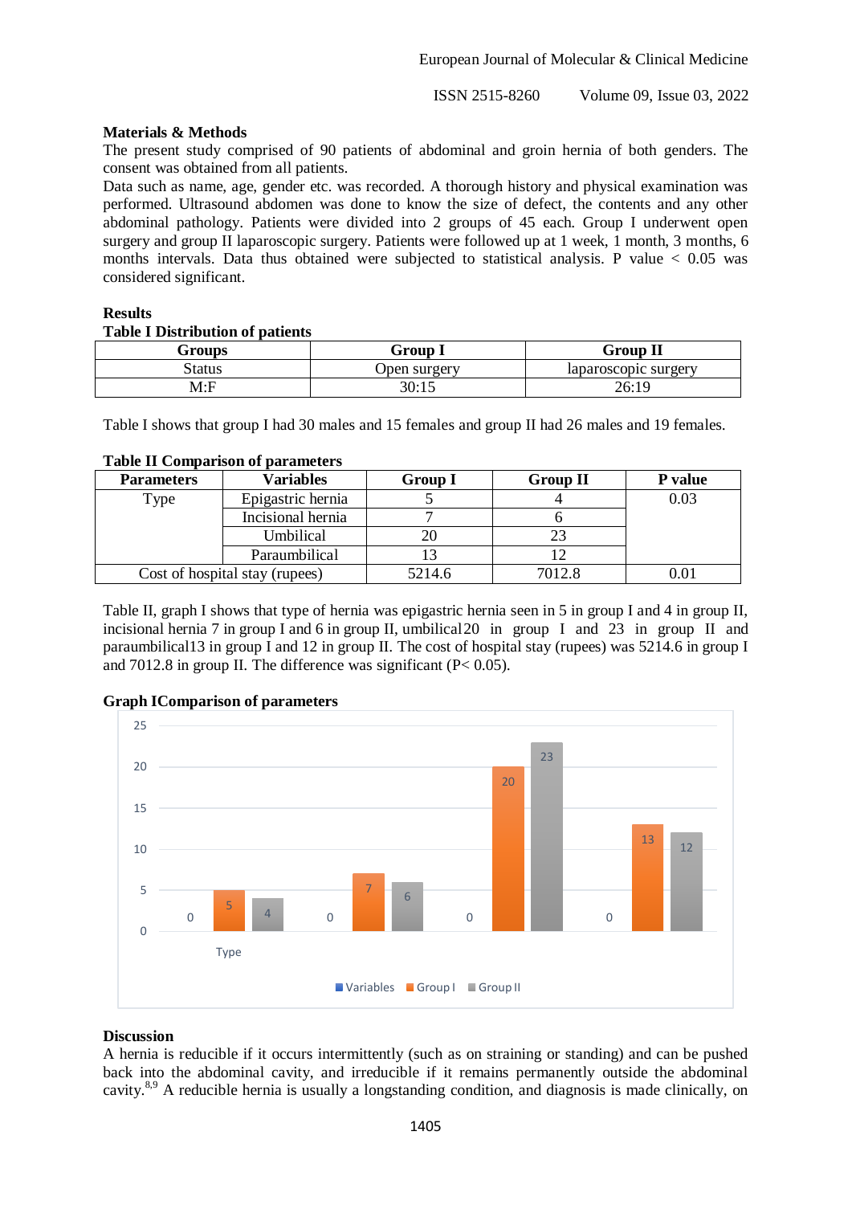## Materials & Methods

The present study comprised of 90 patients of abdominal and groin hernia of both genders. The consent was obtained from all patients.

Data such as name, age, gender etc. was recorded. A thorough history and physical examination was performed. Ultrasound abdomen was done to know the size of defect, the contents and any other abdominal pathology. Patients were divided into 2 groups of 45 each. Group I underwent open surgery and group II laparoscopic surgery. Patients were followed up at 1 week, 1 month, 3 months, 6 months intervals. Data thus obtained were subjected to statistical analysis. P value < 0.05 was considered significant.

## Results

**Table I Distribution of patients**

| Groups | Group I | Group II |
|---|---|---|
| Status | Open surgery | laparoscopic surgery |
| M:F | 30:15 | 26:19 |

Table I shows that group I had 30 males and 15 females and group II had 26 males and 19 females.

**Table II Comparison of parameters**

| Parameters | Variables | Group I | Group II | P value |
|---|---|---|---|---|
| Type | Epigastric hernia | 5 | 4 | 0.03 |
| | Incisional hernia | 7 | 6 | |
| | Umbilical | 20 | 23 | |
| | Paraumbilical | 13 | 12 | |
| Cost of hospital stay (rupees) | | 5214.6 | 7012.8 | 0.01 |

Table II, graph I shows that type of hernia was epigastric hernia seen in 5 in group I and 4 in group II, incisional hernia 7 in group I and 6 in group II, umbilical20 in group I and 23 in group II and paraumbilical13 in group I and 12 in group II. The cost of hospital stay (rupees) was 5214.6 in group I and 7012.8 in group II. The difference was significant (P< 0.05).

**Graph IComparison of parameters**

## Discussion

A hernia is reducible if it occurs intermittently (such as on straining or standing) and can be pushed back into the abdominal cavity, and irreducible if it remains permanently outside the abdominal cavity.[8,9] A reducible hernia is usually a longstanding condition, and diagnosis is made clinically, on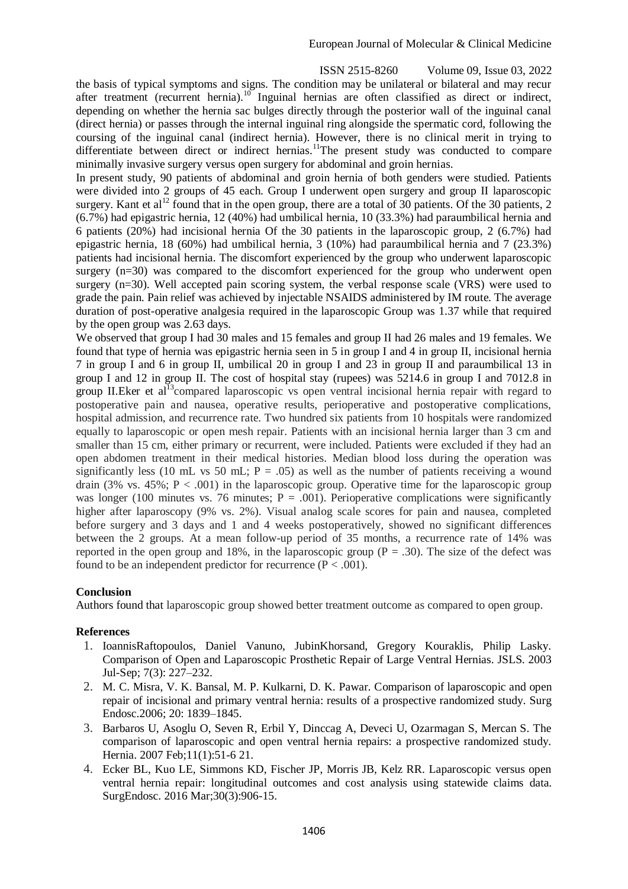the basis of typical symptoms and signs. The condition may be unilateral or bilateral and may recur after treatment (recurrent hernia).[10] Inguinal hernias are often classified as direct or indirect, depending on whether the hernia sac bulges directly through the posterior wall of the inguinal canal (direct hernia) or passes through the internal inguinal ring alongside the spermatic cord, following the coursing of the inguinal canal (indirect hernia). However, there is no clinical merit in trying to differentiate between direct or indirect hernias.[11]The present study was conducted to compare minimally invasive surgery versus open surgery for abdominal and groin hernias.

In present study, 90 patients of abdominal and groin hernia of both genders were studied. Patients were divided into 2 groups of 45 each. Group I underwent open surgery and group II laparoscopic surgery. Kant et al[12] found that in the open group, there are a total of 30 patients. Of the 30 patients, 2 (6.7%) had epigastric hernia, 12 (40%) had umbilical hernia, 10 (33.3%) had paraumbilical hernia and 6 patients (20%) had incisional hernia Of the 30 patients in the laparoscopic group, 2 (6.7%) had epigastric hernia, 18 (60%) had umbilical hernia, 3 (10%) had paraumbilical hernia and 7 (23.3%) patients had incisional hernia. The discomfort experienced by the group who underwent laparoscopic surgery (n=30) was compared to the discomfort experienced for the group who underwent open surgery (n=30). Well accepted pain scoring system, the verbal response scale (VRS) were used to grade the pain. Pain relief was achieved by injectable NSAIDS administered by IM route. The average duration of post-operative analgesia required in the laparoscopic Group was 1.37 while that required by the open group was 2.63 days.

We observed that group I had 30 males and 15 females and group II had 26 males and 19 females. We found that type of hernia was epigastric hernia seen in 5 in group I and 4 in group II, incisional hernia 7 in group I and 6 in group II, umbilical 20 in group I and 23 in group II and paraumbilical 13 in group I and 12 in group II. The cost of hospital stay (rupees) was 5214.6 in group I and 7012.8 in group II.Eker et al[13]compared laparoscopic vs open ventral incisional hernia repair with regard to postoperative pain and nausea, operative results, perioperative and postoperative complications, hospital admission, and recurrence rate. Two hundred six patients from 10 hospitals were randomized equally to laparoscopic or open mesh repair. Patients with an incisional hernia larger than 3 cm and smaller than 15 cm, either primary or recurrent, were included. Patients were excluded if they had an open abdomen treatment in their medical histories. Median blood loss during the operation was significantly less (10 mL vs 50 mL; $P = .05$) as well as the number of patients receiving a wound drain (3% vs. 45%; $P < .001$) in the laparoscopic group. Operative time for the laparoscopic group was longer (100 minutes vs. 76 minutes; $P = .001$). Perioperative complications were significantly higher after laparoscopy (9% vs. 2%). Visual analog scale scores for pain and nausea, completed before surgery and 3 days and 1 and 4 weeks postoperatively, showed no significant differences between the 2 groups. At a mean follow-up period of 35 months, a recurrence rate of 14% was reported in the open group and 18%, in the laparoscopic group ($P = .30$). The size of the defect was found to be an independent predictor for recurrence ($P < .001$).

## Conclusion

Authors found that laparoscopic group showed better treatment outcome as compared to open group.

## References

1. IoannisRaftopoulos, Daniel Vanuno, JubinKhorsand, Gregory Kouraklis, Philip Lasky. Comparison of Open and Laparoscopic Prosthetic Repair of Large Ventral Hernias. JSLS. 2003 Jul-Sep; 7(3): 227–232.
2. M. C. Misra, V. K. Bansal, M. P. Kulkarni, D. K. Pawar. Comparison of laparoscopic and open repair of incisional and primary ventral hernia: results of a prospective randomized study. Surg Endosc.2006; 20: 1839–1845.
3. Barbaros U, Asoglu O, Seven R, Erbil Y, Dinccag A, Deveci U, Ozarmagan S, Mercan S. The comparison of laparoscopic and open ventral hernia repairs: a prospective randomized study. Hernia. 2007 Feb;11(1):51-6 21.
4. Ecker BL, Kuo LE, Simmons KD, Fischer JP, Morris JB, Kelz RR. Laparoscopic versus open ventral hernia repair: longitudinal outcomes and cost analysis using statewide claims data. SurgEndosc. 2016 Mar;30(3):906-15.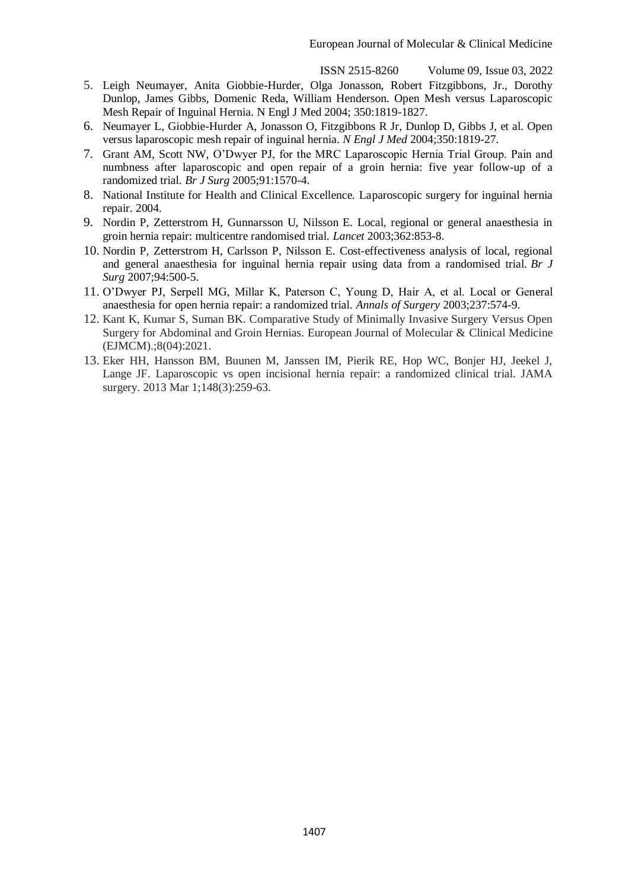5. Leigh Neumayer, Anita Giobbie-Hurder, Olga Jonasson, Robert Fitzgibbons, Jr., Dorothy Dunlop, James Gibbs, Domenic Reda, William Henderson. Open Mesh versus Laparoscopic Mesh Repair of Inguinal Hernia. N Engl J Med 2004; 350:1819-1827.
6. Neumayer L, Giobbie-Hurder A, Jonasson O, Fitzgibbons R Jr, Dunlop D, Gibbs J, et al. Open versus laparoscopic mesh repair of inguinal hernia. *N Engl J Med* 2004;350:1819-27.
7. Grant AM, Scott NW, O'Dwyer PJ, for the MRC Laparoscopic Hernia Trial Group. Pain and numbness after laparoscopic and open repair of a groin hernia: five year follow-up of a randomized trial. *Br J Surg* 2005;91:1570-4.
8. National Institute for Health and Clinical Excellence. Laparoscopic surgery for inguinal hernia repair. 2004.
9. Nordin P, Zetterstrom H, Gunnarsson U, Nilsson E. Local, regional or general anaesthesia in groin hernia repair: multicentre randomised trial. *Lancet* 2003;362:853-8.
10. Nordin P, Zetterstrom H, Carlsson P, Nilsson E. Cost-effectiveness analysis of local, regional and general anaesthesia for inguinal hernia repair using data from a randomised trial. *Br J Surg* 2007;94:500-5.
11. O'Dwyer PJ, Serpell MG, Millar K, Paterson C, Young D, Hair A, et al. Local or General anaesthesia for open hernia repair: a randomized trial. *Annals of Surgery* 2003;237:574-9.
12. Kant K, Kumar S, Suman BK. Comparative Study of Minimally Invasive Surgery Versus Open Surgery for Abdominal and Groin Hernias. European Journal of Molecular & Clinical Medicine (EJMCM).;8(04):2021.
13. Eker HH, Hansson BM, Buunen M, Janssen IM, Pierik RE, Hop WC, Bonjer HJ, Jeekel J, Lange JF. Laparoscopic vs open incisional hernia repair: a randomized clinical trial. JAMA surgery. 2013 Mar 1;148(3):259-63.